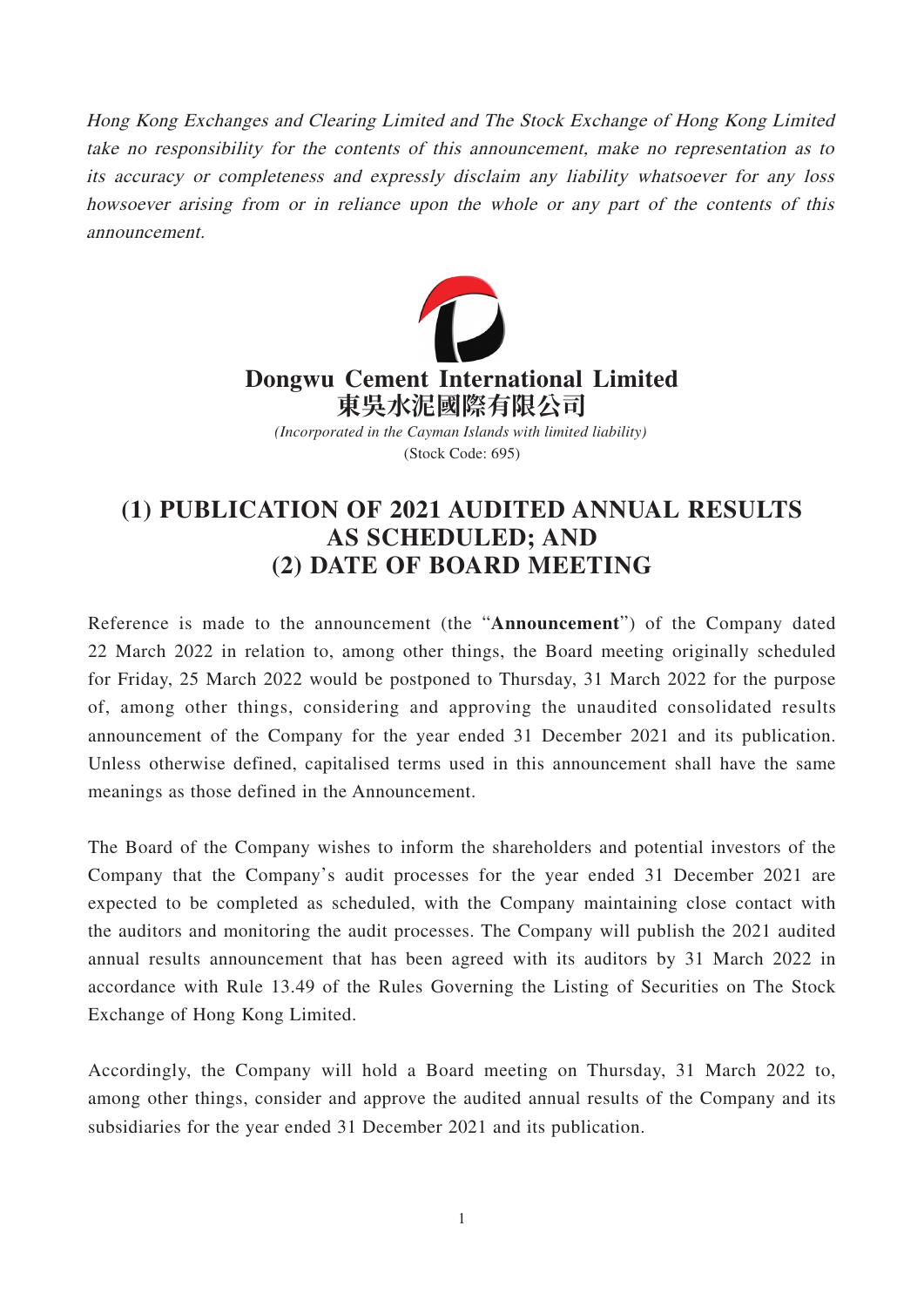*Hong Kong Exchanges and Clearing Limited and The Stock Exchange of Hong Kong Limited take no responsibility for the contents of this announcement, make no representation as to its accuracy or completeness and expressly disclaim any liability whatsoever for any loss howsoever arising from or in reliance upon the whole or any part of the contents of this announcement.*

**Dongwu Cement International Limited**
**東吳水泥國際有限公司**

*(Incorporated in the Cayman Islands with limited liability)*
(Stock Code: 695)

# (1) PUBLICATION OF 2021 AUDITED ANNUAL RESULTS AS SCHEDULED; AND (2) DATE OF BOARD MEETING

Reference is made to the announcement (the "**Announcement**") of the Company dated 22 March 2022 in relation to, among other things, the Board meeting originally scheduled for Friday, 25 March 2022 would be postponed to Thursday, 31 March 2022 for the purpose of, among other things, considering and approving the unaudited consolidated results announcement of the Company for the year ended 31 December 2021 and its publication. Unless otherwise defined, capitalised terms used in this announcement shall have the same meanings as those defined in the Announcement.

The Board of the Company wishes to inform the shareholders and potential investors of the Company that the Company's audit processes for the year ended 31 December 2021 are expected to be completed as scheduled, with the Company maintaining close contact with the auditors and monitoring the audit processes. The Company will publish the 2021 audited annual results announcement that has been agreed with its auditors by 31 March 2022 in accordance with Rule 13.49 of the Rules Governing the Listing of Securities on The Stock Exchange of Hong Kong Limited.

Accordingly, the Company will hold a Board meeting on Thursday, 31 March 2022 to, among other things, consider and approve the audited annual results of the Company and its subsidiaries for the year ended 31 December 2021 and its publication.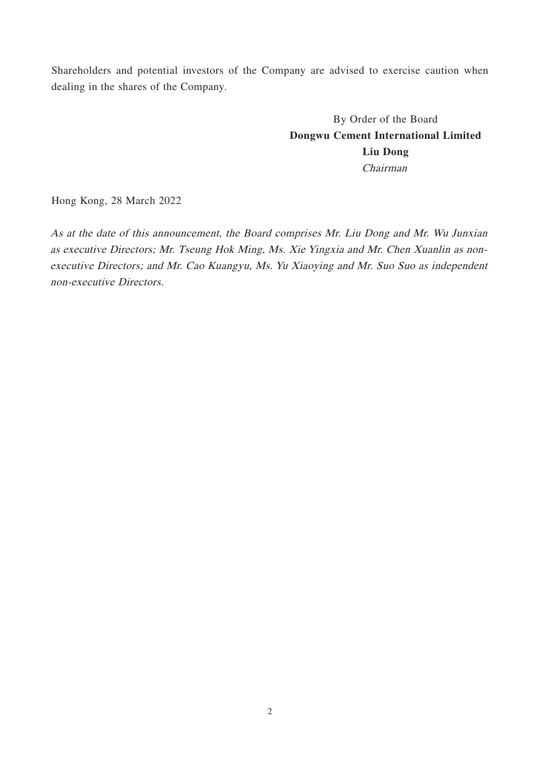Shareholders and potential investors of the Company are advised to exercise caution when dealing in the shares of the Company.

By Order of the Board
**Dongwu Cement International Limited**
**Liu Dong**
*Chairman*

Hong Kong, 28 March 2022

*As at the date of this announcement, the Board comprises Mr. Liu Dong and Mr. Wu Junxian as executive Directors; Mr. Tseung Hok Ming, Ms. Xie Yingxia and Mr. Chen Xuanlin as non-executive Directors; and Mr. Cao Kuangyu, Ms. Yu Xiaoying and Mr. Suo Suo as independent non-executive Directors.*